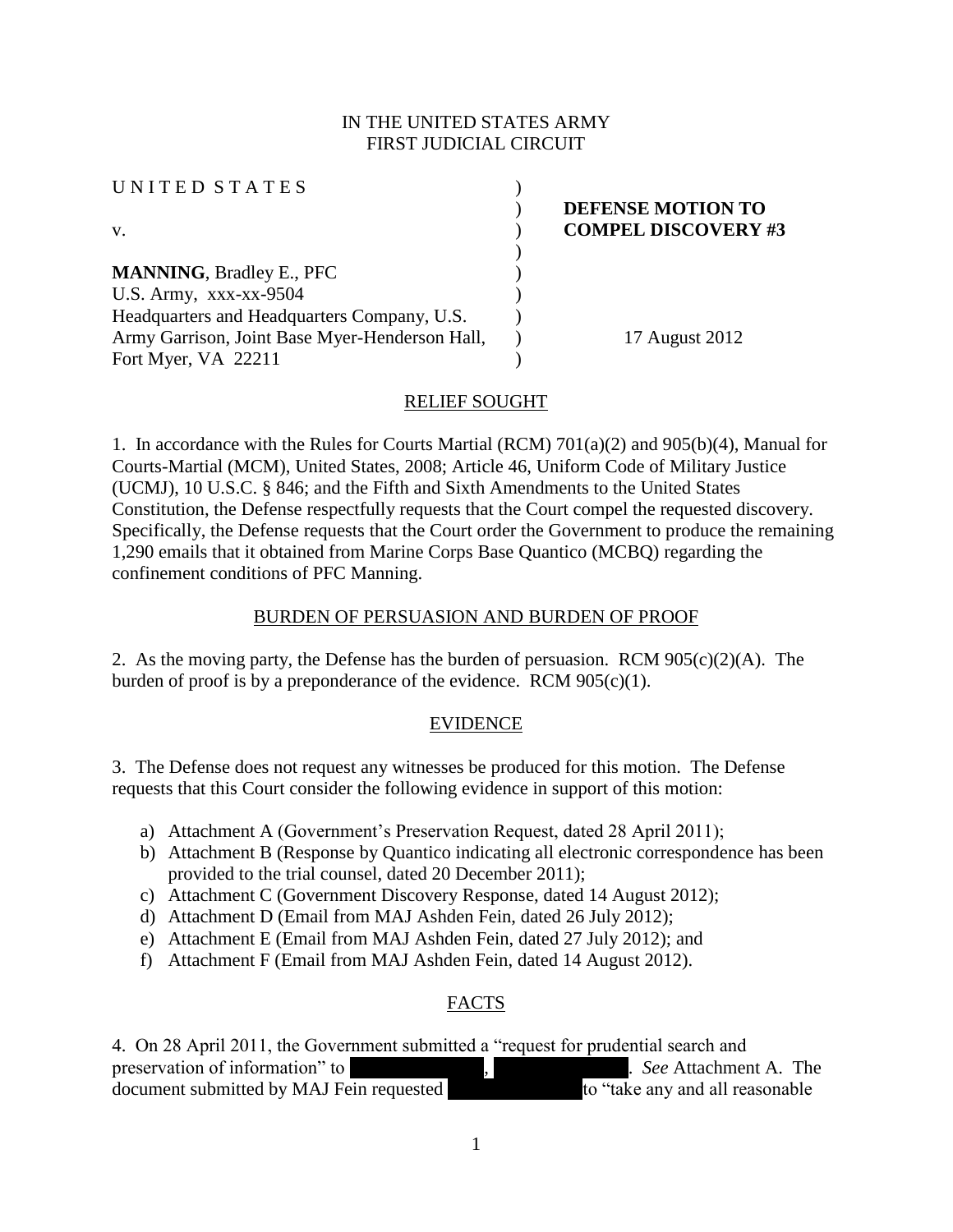IN THE UNITED STATES ARMY
FIRST JUDICIAL CIRCUIT

| | | |
|---|---|---|
| UNITED STATES | ) | |
| | ) | **DEFENSE MOTION TO** |
| v. | ) | **COMPEL DISCOVERY #3** |
| | ) | |
| **MANNING**, Bradley E., PFC | ) | |
| U.S. Army, xxx-xx-9504 | ) | |
| Headquarters and Headquarters Company, U.S. | ) | |
| Army Garrison, Joint Base Myer-Henderson Hall, | ) | 17 August 2012 |
| Fort Myer, VA 22211 | ) | |

## RELIEF SOUGHT

1. In accordance with the Rules for Courts Martial (RCM) 701(a)(2) and 905(b)(4), Manual for Courts-Martial (MCM), United States, 2008; Article 46, Uniform Code of Military Justice (UCMJ), 10 U.S.C. § 846; and the Fifth and Sixth Amendments to the United States Constitution, the Defense respectfully requests that the Court compel the requested discovery. Specifically, the Defense requests that the Court order the Government to produce the remaining 1,290 emails that it obtained from Marine Corps Base Quantico (MCBQ) regarding the confinement conditions of PFC Manning.

## BURDEN OF PERSUASION AND BURDEN OF PROOF

2. As the moving party, the Defense has the burden of persuasion. RCM 905(c)(2)(A). The burden of proof is by a preponderance of the evidence. RCM 905(c)(1).

## EVIDENCE

3. The Defense does not request any witnesses be produced for this motion. The Defense requests that this Court consider the following evidence in support of this motion:

a) Attachment A (Government's Preservation Request, dated 28 April 2011);
b) Attachment B (Response by Quantico indicating all electronic correspondence has been provided to the trial counsel, dated 20 December 2011);
c) Attachment C (Government Discovery Response, dated 14 August 2012);
d) Attachment D (Email from MAJ Ashden Fein, dated 26 July 2012);
e) Attachment E (Email from MAJ Ashden Fein, dated 27 July 2012); and
f) Attachment F (Email from MAJ Ashden Fein, dated 14 August 2012).

## FACTS

4. On 28 April 2011, the Government submitted a "request for prudential search and preservation of information" to [REDACTED], [REDACTED]. *See* Attachment A. The document submitted by MAJ Fein requested [REDACTED] to "take any and all reasonable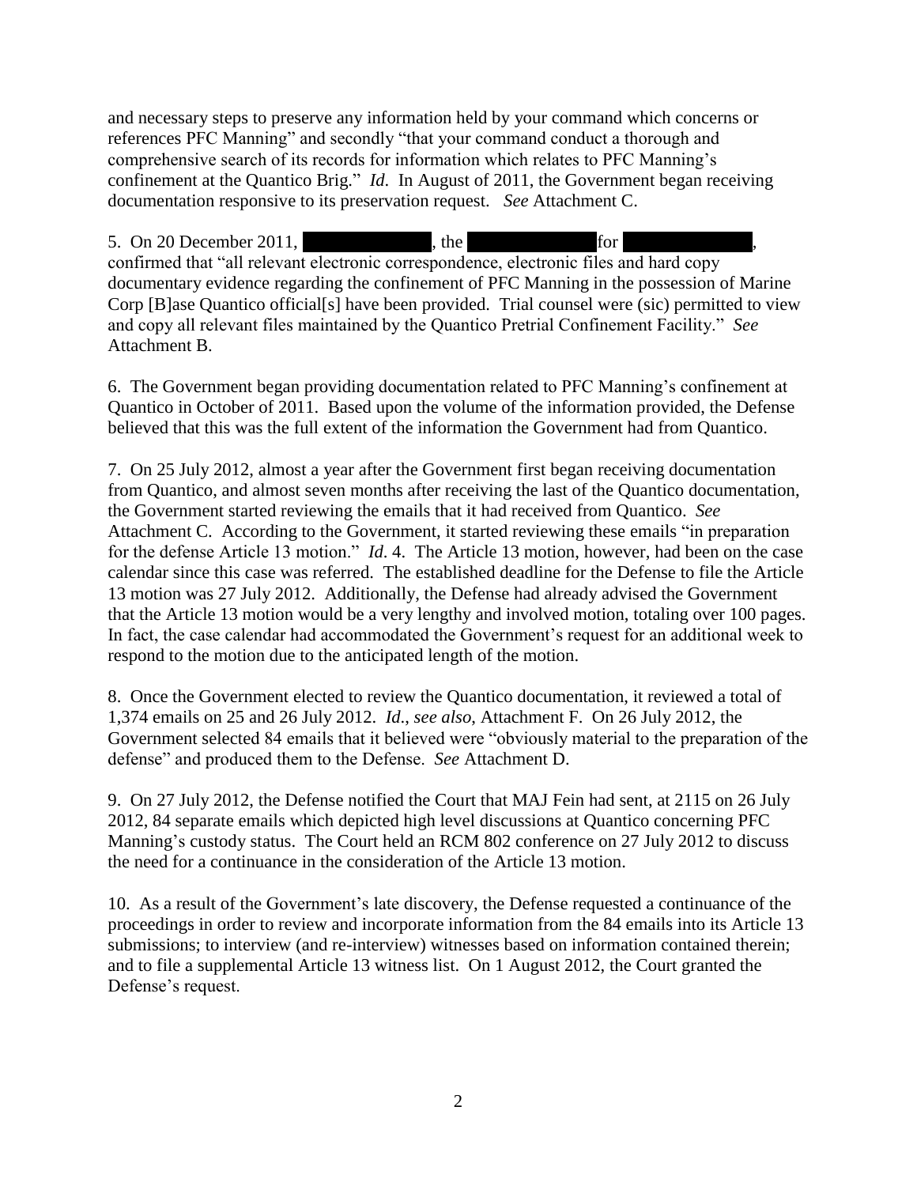and necessary steps to preserve any information held by your command which concerns or references PFC Manning" and secondly "that your command conduct a thorough and comprehensive search of its records for information which relates to PFC Manning's confinement at the Quantico Brig." *Id*. In August of 2011, the Government began receiving documentation responsive to its preservation request. *See* Attachment C.

5. On 20 December 2011, [REDACTED], the [REDACTED] for [REDACTED], confirmed that "all relevant electronic correspondence, electronic files and hard copy documentary evidence regarding the confinement of PFC Manning in the possession of Marine Corp [B]ase Quantico official[s] have been provided. Trial counsel were (sic) permitted to view and copy all relevant files maintained by the Quantico Pretrial Confinement Facility." *See* Attachment B.

6. The Government began providing documentation related to PFC Manning's confinement at Quantico in October of 2011. Based upon the volume of the information provided, the Defense believed that this was the full extent of the information the Government had from Quantico.

7. On 25 July 2012, almost a year after the Government first began receiving documentation from Quantico, and almost seven months after receiving the last of the Quantico documentation, the Government started reviewing the emails that it had received from Quantico. *See* Attachment C. According to the Government, it started reviewing these emails "in preparation for the defense Article 13 motion." *Id*. 4. The Article 13 motion, however, had been on the case calendar since this case was referred. The established deadline for the Defense to file the Article 13 motion was 27 July 2012. Additionally, the Defense had already advised the Government that the Article 13 motion would be a very lengthy and involved motion, totaling over 100 pages. In fact, the case calendar had accommodated the Government's request for an additional week to respond to the motion due to the anticipated length of the motion.

8. Once the Government elected to review the Quantico documentation, it reviewed a total of 1,374 emails on 25 and 26 July 2012. *Id*., *see also*, Attachment F. On 26 July 2012, the Government selected 84 emails that it believed were "obviously material to the preparation of the defense" and produced them to the Defense. *See* Attachment D.

9. On 27 July 2012, the Defense notified the Court that MAJ Fein had sent, at 2115 on 26 July 2012, 84 separate emails which depicted high level discussions at Quantico concerning PFC Manning's custody status. The Court held an RCM 802 conference on 27 July 2012 to discuss the need for a continuance in the consideration of the Article 13 motion.

10. As a result of the Government's late discovery, the Defense requested a continuance of the proceedings in order to review and incorporate information from the 84 emails into its Article 13 submissions; to interview (and re-interview) witnesses based on information contained therein; and to file a supplemental Article 13 witness list. On 1 August 2012, the Court granted the Defense's request.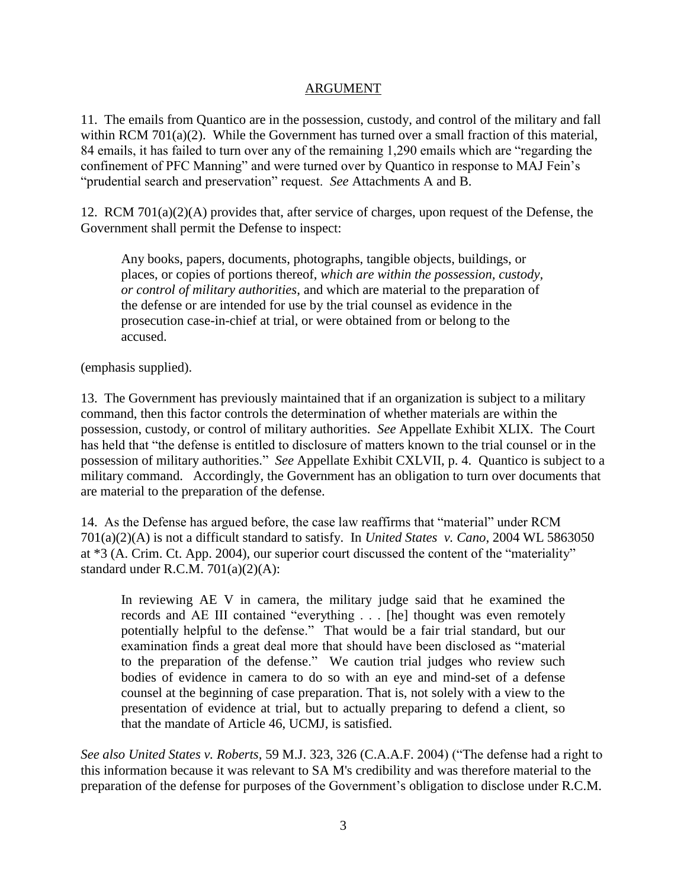## ARGUMENT

11. The emails from Quantico are in the possession, custody, and control of the military and fall within RCM 701(a)(2). While the Government has turned over a small fraction of this material, 84 emails, it has failed to turn over any of the remaining 1,290 emails which are "regarding the confinement of PFC Manning" and were turned over by Quantico in response to MAJ Fein's "prudential search and preservation" request. *See* Attachments A and B.

12. RCM 701(a)(2)(A) provides that, after service of charges, upon request of the Defense, the Government shall permit the Defense to inspect:

> Any books, papers, documents, photographs, tangible objects, buildings, or places, or copies of portions thereof, *which are within the possession, custody, or control of military authorities*, and which are material to the preparation of the defense or are intended for use by the trial counsel as evidence in the prosecution case-in-chief at trial, or were obtained from or belong to the accused.

(emphasis supplied).

13. The Government has previously maintained that if an organization is subject to a military command, then this factor controls the determination of whether materials are within the possession, custody, or control of military authorities. *See* Appellate Exhibit XLIX. The Court has held that "the defense is entitled to disclosure of matters known to the trial counsel or in the possession of military authorities." *See* Appellate Exhibit CXLVII, p. 4. Quantico is subject to a military command. Accordingly, the Government has an obligation to turn over documents that are material to the preparation of the defense.

14. As the Defense has argued before, the case law reaffirms that "material" under RCM 701(a)(2)(A) is not a difficult standard to satisfy. In *United States v. Cano*, 2004 WL 5863050 at *3 (A. Crim. Ct. App. 2004), our superior court discussed the content of the "materiality" standard under R.C.M. 701(a)(2)(A):

> In reviewing AE V in camera, the military judge said that he examined the records and AE III contained "everything . . . [he] thought was even remotely potentially helpful to the defense." That would be a fair trial standard, but our examination finds a great deal more that should have been disclosed as "material to the preparation of the defense." We caution trial judges who review such bodies of evidence in camera to do so with an eye and mind-set of a defense counsel at the beginning of case preparation. That is, not solely with a view to the presentation of evidence at trial, but to actually preparing to defend a client, so that the mandate of Article 46, UCMJ, is satisfied.

*See also United States v. Roberts*, 59 M.J. 323, 326 (C.A.A.F. 2004) ("The defense had a right to this information because it was relevant to SA M's credibility and was therefore material to the preparation of the defense for purposes of the Government's obligation to disclose under R.C.M.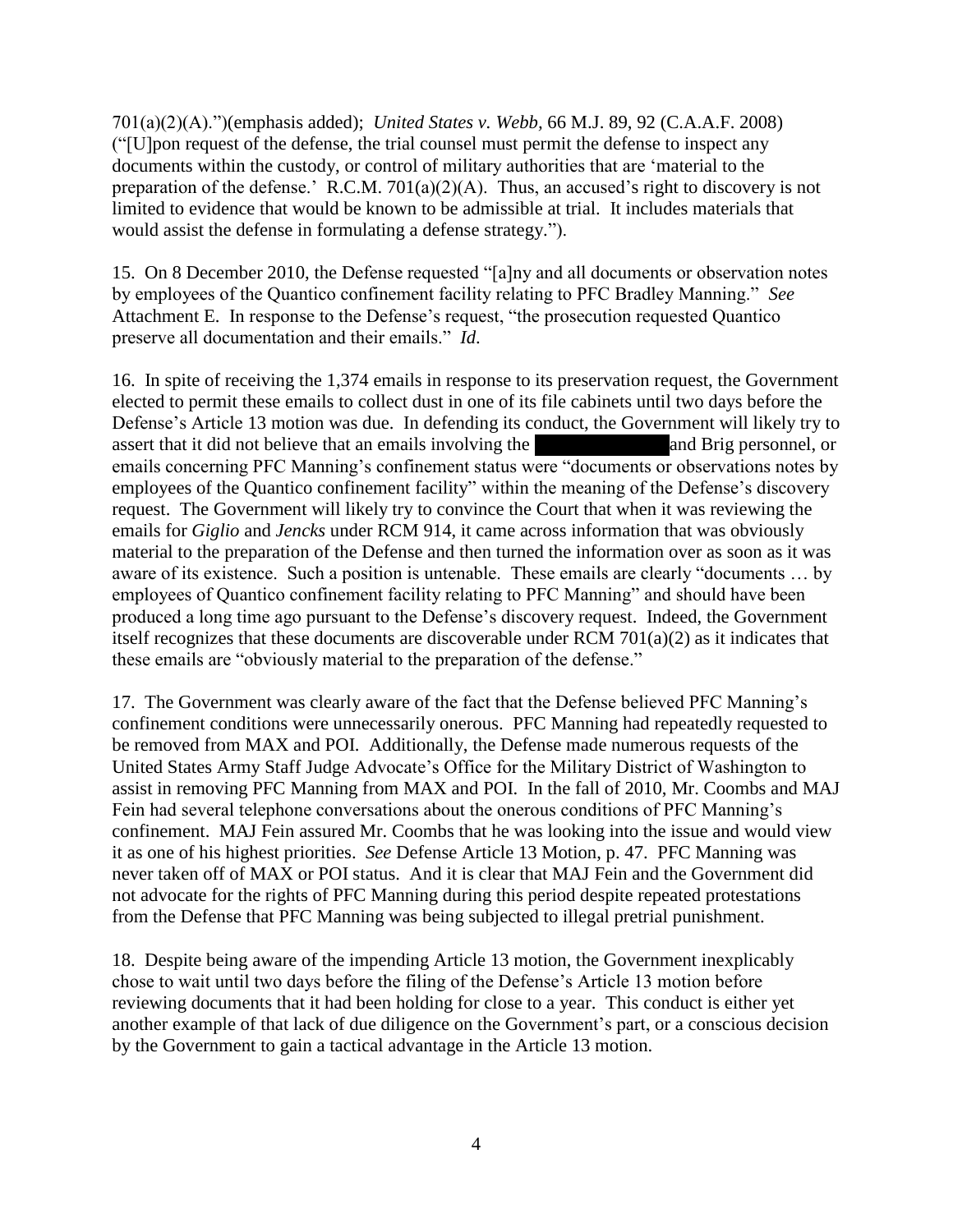701(a)(2)(A).")(emphasis added); *United States v. Webb*, 66 M.J. 89, 92 (C.A.A.F. 2008) ("[U]pon request of the defense, the trial counsel must permit the defense to inspect any documents within the custody, or control of military authorities that are 'material to the preparation of the defense.' R.C.M. 701(a)(2)(A). Thus, an accused's right to discovery is not limited to evidence that would be known to be admissible at trial. It includes materials that would assist the defense in formulating a defense strategy.").

15. On 8 December 2010, the Defense requested "[a]ny and all documents or observation notes by employees of the Quantico confinement facility relating to PFC Bradley Manning." *See* Attachment E. In response to the Defense's request, "the prosecution requested Quantico preserve all documentation and their emails." *Id*.

16. In spite of receiving the 1,374 emails in response to its preservation request, the Government elected to permit these emails to collect dust in one of its file cabinets until two days before the Defense's Article 13 motion was due. In defending its conduct, the Government will likely try to assert that it did not believe that an emails involving the [REDACTED] and Brig personnel, or emails concerning PFC Manning's confinement status were "documents or observations notes by employees of the Quantico confinement facility" within the meaning of the Defense's discovery request. The Government will likely try to convince the Court that when it was reviewing the emails for *Giglio* and *Jencks* under RCM 914, it came across information that was obviously material to the preparation of the Defense and then turned the information over as soon as it was aware of its existence. Such a position is untenable. These emails are clearly "documents … by employees of Quantico confinement facility relating to PFC Manning" and should have been produced a long time ago pursuant to the Defense's discovery request. Indeed, the Government itself recognizes that these documents are discoverable under RCM 701(a)(2) as it indicates that these emails are "obviously material to the preparation of the defense."

17. The Government was clearly aware of the fact that the Defense believed PFC Manning's confinement conditions were unnecessarily onerous. PFC Manning had repeatedly requested to be removed from MAX and POI. Additionally, the Defense made numerous requests of the United States Army Staff Judge Advocate's Office for the Military District of Washington to assist in removing PFC Manning from MAX and POI. In the fall of 2010, Mr. Coombs and MAJ Fein had several telephone conversations about the onerous conditions of PFC Manning's confinement. MAJ Fein assured Mr. Coombs that he was looking into the issue and would view it as one of his highest priorities. *See* Defense Article 13 Motion, p. 47. PFC Manning was never taken off of MAX or POI status. And it is clear that MAJ Fein and the Government did not advocate for the rights of PFC Manning during this period despite repeated protestations from the Defense that PFC Manning was being subjected to illegal pretrial punishment.

18. Despite being aware of the impending Article 13 motion, the Government inexplicably chose to wait until two days before the filing of the Defense's Article 13 motion before reviewing documents that it had been holding for close to a year. This conduct is either yet another example of that lack of due diligence on the Government's part, or a conscious decision by the Government to gain a tactical advantage in the Article 13 motion.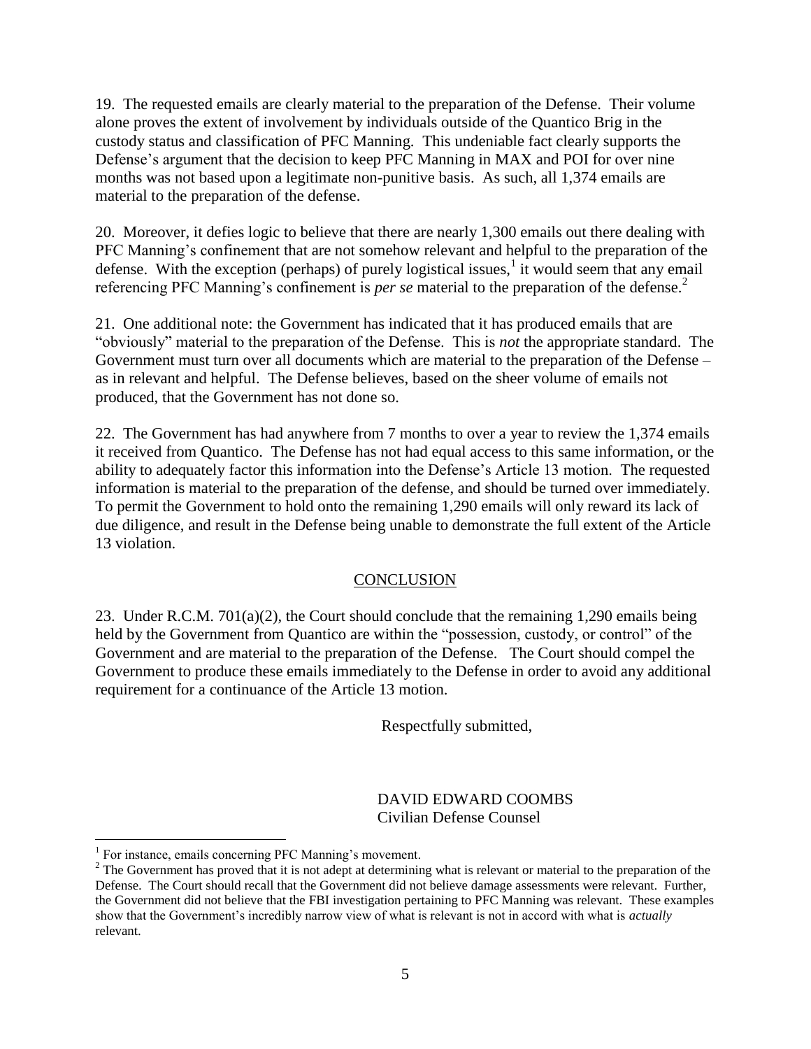19. The requested emails are clearly material to the preparation of the Defense. Their volume alone proves the extent of involvement by individuals outside of the Quantico Brig in the custody status and classification of PFC Manning. This undeniable fact clearly supports the Defense's argument that the decision to keep PFC Manning in MAX and POI for over nine months was not based upon a legitimate non-punitive basis. As such, all 1,374 emails are material to the preparation of the defense.

20. Moreover, it defies logic to believe that there are nearly 1,300 emails out there dealing with PFC Manning's confinement that are not somehow relevant and helpful to the preparation of the defense. With the exception (perhaps) of purely logistical issues,[1] it would seem that any email referencing PFC Manning's confinement is *per se* material to the preparation of the defense.[2]

21. One additional note: the Government has indicated that it has produced emails that are "obviously" material to the preparation of the Defense. This is *not* the appropriate standard. The Government must turn over all documents which are material to the preparation of the Defense – as in relevant and helpful. The Defense believes, based on the sheer volume of emails not produced, that the Government has not done so.

22. The Government has had anywhere from 7 months to over a year to review the 1,374 emails it received from Quantico. The Defense has not had equal access to this same information, or the ability to adequately factor this information into the Defense's Article 13 motion. The requested information is material to the preparation of the defense, and should be turned over immediately. To permit the Government to hold onto the remaining 1,290 emails will only reward its lack of due diligence, and result in the Defense being unable to demonstrate the full extent of the Article 13 violation.

## CONCLUSION

23. Under R.C.M. 701(a)(2), the Court should conclude that the remaining 1,290 emails being held by the Government from Quantico are within the "possession, custody, or control" of the Government and are material to the preparation of the Defense. The Court should compel the Government to produce these emails immediately to the Defense in order to avoid any additional requirement for a continuance of the Article 13 motion.

Respectfully submitted,

DAVID EDWARD COOMBS
Civilian Defense Counsel

---

[1] For instance, emails concerning PFC Manning's movement.

[2] The Government has proved that it is not adept at determining what is relevant or material to the preparation of the Defense. The Court should recall that the Government did not believe damage assessments were relevant. Further, the Government did not believe that the FBI investigation pertaining to PFC Manning was relevant. These examples show that the Government's incredibly narrow view of what is relevant is not in accord with what is *actually* relevant.